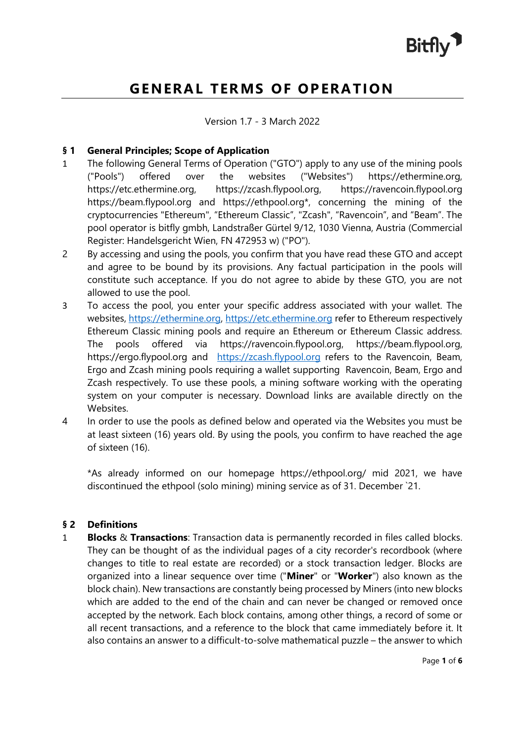# GENERAL TERMS OF OPERATION

Version 1.7 - 3 March 2022

## § 1 General Principles; Scope of Application

1. The following General Terms of Operation ("GTO") apply to any use of the mining pools ("Pools") offered over the websites ("Websites") https://ethermine.org, https://etc.ethermine.org, https://zcash.flypool.org, https://ravencoin.flypool.org https://beam.flypool.org and https://ethpool.org*, concerning the mining of the cryptocurrencies "Ethereum", "Ethereum Classic", "Zcash", "Ravencoin", and "Beam". The pool operator is bitfly gmbh, Landstraßer Gürtel 9/12, 1030 Vienna, Austria (Commercial Register: Handelsgericht Wien, FN 472953 w) ("PO").
2. By accessing and using the pools, you confirm that you have read these GTO and accept and agree to be bound by its provisions. Any factual participation in the pools will constitute such acceptance. If you do not agree to abide by these GTO, you are not allowed to use the pool.
3. To access the pool, you enter your specific address associated with your wallet. The websites, https://ethermine.org, https://etc.ethermine.org refer to Ethereum respectively Ethereum Classic mining pools and require an Ethereum or Ethereum Classic address. The pools offered via https://ravencoin.flypool.org, https://beam.flypool.org, https://ergo.flypool.org and https://zcash.flypool.org refers to the Ravencoin, Beam, Ergo and Zcash mining pools requiring a wallet supporting Ravencoin, Beam, Ergo and Zcash respectively. To use these pools, a mining software working with the operating system on your computer is necessary. Download links are available directly on the Websites.
4. In order to use the pools as defined below and operated via the Websites you must be at least sixteen (16) years old. By using the pools, you confirm to have reached the age of sixteen (16).

*As already informed on our homepage https://ethpool.org/ mid 2021, we have discontinued the ethpool (solo mining) mining service as of 31. December `21.

## § 2 Definitions

1. **Blocks** & **Transactions**: Transaction data is permanently recorded in files called blocks. They can be thought of as the individual pages of a city recorder's recordbook (where changes to title to real estate are recorded) or a stock transaction ledger. Blocks are organized into a linear sequence over time ("**Miner**" or "**Worker**") also known as the block chain). New transactions are constantly being processed by Miners (into new blocks which are added to the end of the chain and can never be changed or removed once accepted by the network. Each block contains, among other things, a record of some or all recent transactions, and a reference to the block that came immediately before it. It also contains an answer to a difficult-to-solve mathematical puzzle – the answer to which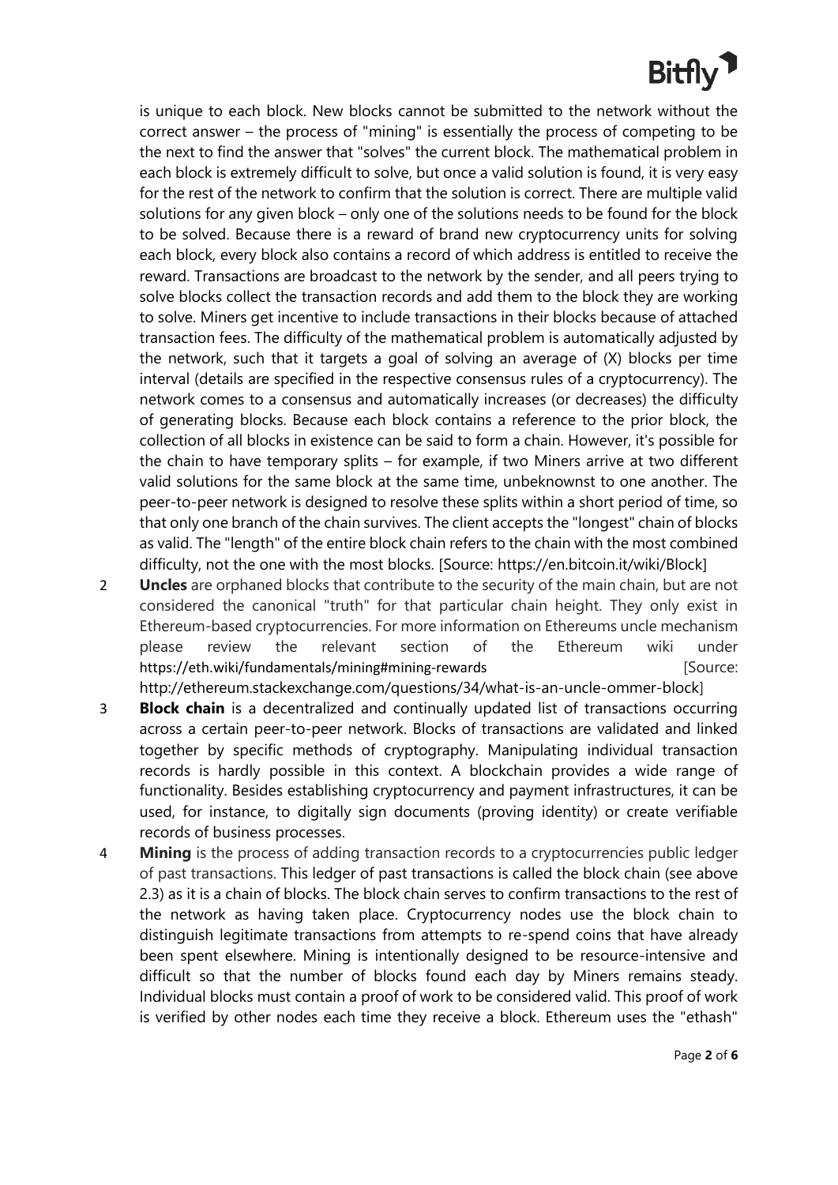is unique to each block. New blocks cannot be submitted to the network without the correct answer – the process of "mining" is essentially the process of competing to be the next to find the answer that "solves" the current block. The mathematical problem in each block is extremely difficult to solve, but once a valid solution is found, it is very easy for the rest of the network to confirm that the solution is correct. There are multiple valid solutions for any given block – only one of the solutions needs to be found for the block to be solved. Because there is a reward of brand new cryptocurrency units for solving each block, every block also contains a record of which address is entitled to receive the reward. Transactions are broadcast to the network by the sender, and all peers trying to solve blocks collect the transaction records and add them to the block they are working to solve. Miners get incentive to include transactions in their blocks because of attached transaction fees. The difficulty of the mathematical problem is automatically adjusted by the network, such that it targets a goal of solving an average of (X) blocks per time interval (details are specified in the respective consensus rules of a cryptocurrency). The network comes to a consensus and automatically increases (or decreases) the difficulty of generating blocks. Because each block contains a reference to the prior block, the collection of all blocks in existence can be said to form a chain. However, it's possible for the chain to have temporary splits – for example, if two Miners arrive at two different valid solutions for the same block at the same time, unbeknownst to one another. The peer-to-peer network is designed to resolve these splits within a short period of time, so that only one branch of the chain survives. The client accepts the "longest" chain of blocks as valid. The "length" of the entire block chain refers to the chain with the most combined difficulty, not the one with the most blocks. [Source: https://en.bitcoin.it/wiki/Block]

2 **Uncles** are orphaned blocks that contribute to the security of the main chain, but are not considered the canonical "truth" for that particular chain height. They only exist in Ethereum-based cryptocurrencies. For more information on Ethereums uncle mechanism please review the relevant section of the Ethereum wiki under https://eth.wiki/fundamentals/mining#mining-rewards [Source: http://ethereum.stackexchange.com/questions/34/what-is-an-uncle-ommer-block]

3 **Block chain** is a decentralized and continually updated list of transactions occurring across a certain peer-to-peer network. Blocks of transactions are validated and linked together by specific methods of cryptography. Manipulating individual transaction records is hardly possible in this context. A blockchain provides a wide range of functionality. Besides establishing cryptocurrency and payment infrastructures, it can be used, for instance, to digitally sign documents (proving identity) or create verifiable records of business processes.

4 **Mining** is the process of adding transaction records to a cryptocurrencies public ledger of past transactions. This ledger of past transactions is called the block chain (see above 2.3) as it is a chain of blocks. The block chain serves to confirm transactions to the rest of the network as having taken place. Cryptocurrency nodes use the block chain to distinguish legitimate transactions from attempts to re-spend coins that have already been spent elsewhere. Mining is intentionally designed to be resource-intensive and difficult so that the number of blocks found each day by Miners remains steady. Individual blocks must contain a proof of work to be considered valid. This proof of work is verified by other nodes each time they receive a block. Ethereum uses the "ethash"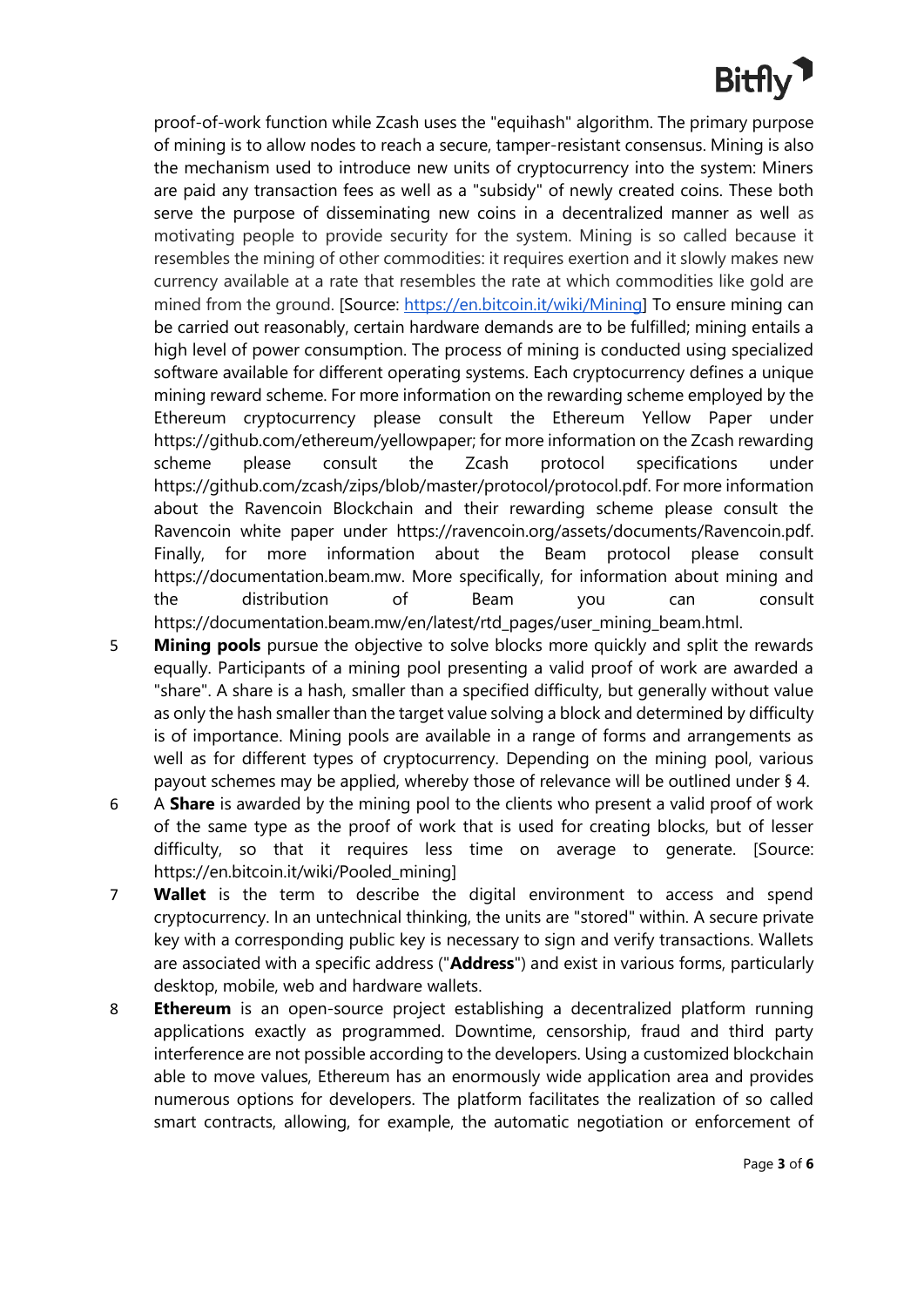proof-of-work function while Zcash uses the "equihash" algorithm. The primary purpose of mining is to allow nodes to reach a secure, tamper-resistant consensus. Mining is also the mechanism used to introduce new units of cryptocurrency into the system: Miners are paid any transaction fees as well as a "subsidy" of newly created coins. These both serve the purpose of disseminating new coins in a decentralized manner as well as motivating people to provide security for the system. Mining is so called because it resembles the mining of other commodities: it requires exertion and it slowly makes new currency available at a rate that resembles the rate at which commodities like gold are mined from the ground. [Source: https://en.bitcoin.it/wiki/Mining] To ensure mining can be carried out reasonably, certain hardware demands are to be fulfilled; mining entails a high level of power consumption. The process of mining is conducted using specialized software available for different operating systems. Each cryptocurrency defines a unique mining reward scheme. For more information on the rewarding scheme employed by the Ethereum cryptocurrency please consult the Ethereum Yellow Paper under https://github.com/ethereum/yellowpaper; for more information on the Zcash rewarding scheme please consult the Zcash protocol specifications under https://github.com/zcash/zips/blob/master/protocol/protocol.pdf. For more information about the Ravencoin Blockchain and their rewarding scheme please consult the Ravencoin white paper under https://ravencoin.org/assets/documents/Ravencoin.pdf. Finally, for more information about the Beam protocol please consult https://documentation.beam.mw. More specifically, for information about mining and the distribution of Beam you can consult https://documentation.beam.mw/en/latest/rtd_pages/user_mining_beam.html.

5 **Mining pools** pursue the objective to solve blocks more quickly and split the rewards equally. Participants of a mining pool presenting a valid proof of work are awarded a "share". A share is a hash, smaller than a specified difficulty, but generally without value as only the hash smaller than the target value solving a block and determined by difficulty is of importance. Mining pools are available in a range of forms and arrangements as well as for different types of cryptocurrency. Depending on the mining pool, various payout schemes may be applied, whereby those of relevance will be outlined under § 4.

6 A **Share** is awarded by the mining pool to the clients who present a valid proof of work of the same type as the proof of work that is used for creating blocks, but of lesser difficulty, so that it requires less time on average to generate. [Source: https://en.bitcoin.it/wiki/Pooled_mining]

7 **Wallet** is the term to describe the digital environment to access and spend cryptocurrency. In an untechnical thinking, the units are "stored" within. A secure private key with a corresponding public key is necessary to sign and verify transactions. Wallets are associated with a specific address ("**Address**") and exist in various forms, particularly desktop, mobile, web and hardware wallets.

8 **Ethereum** is an open-source project establishing a decentralized platform running applications exactly as programmed. Downtime, censorship, fraud and third party interference are not possible according to the developers. Using a customized blockchain able to move values, Ethereum has an enormously wide application area and provides numerous options for developers. The platform facilitates the realization of so called smart contracts, allowing, for example, the automatic negotiation or enforcement of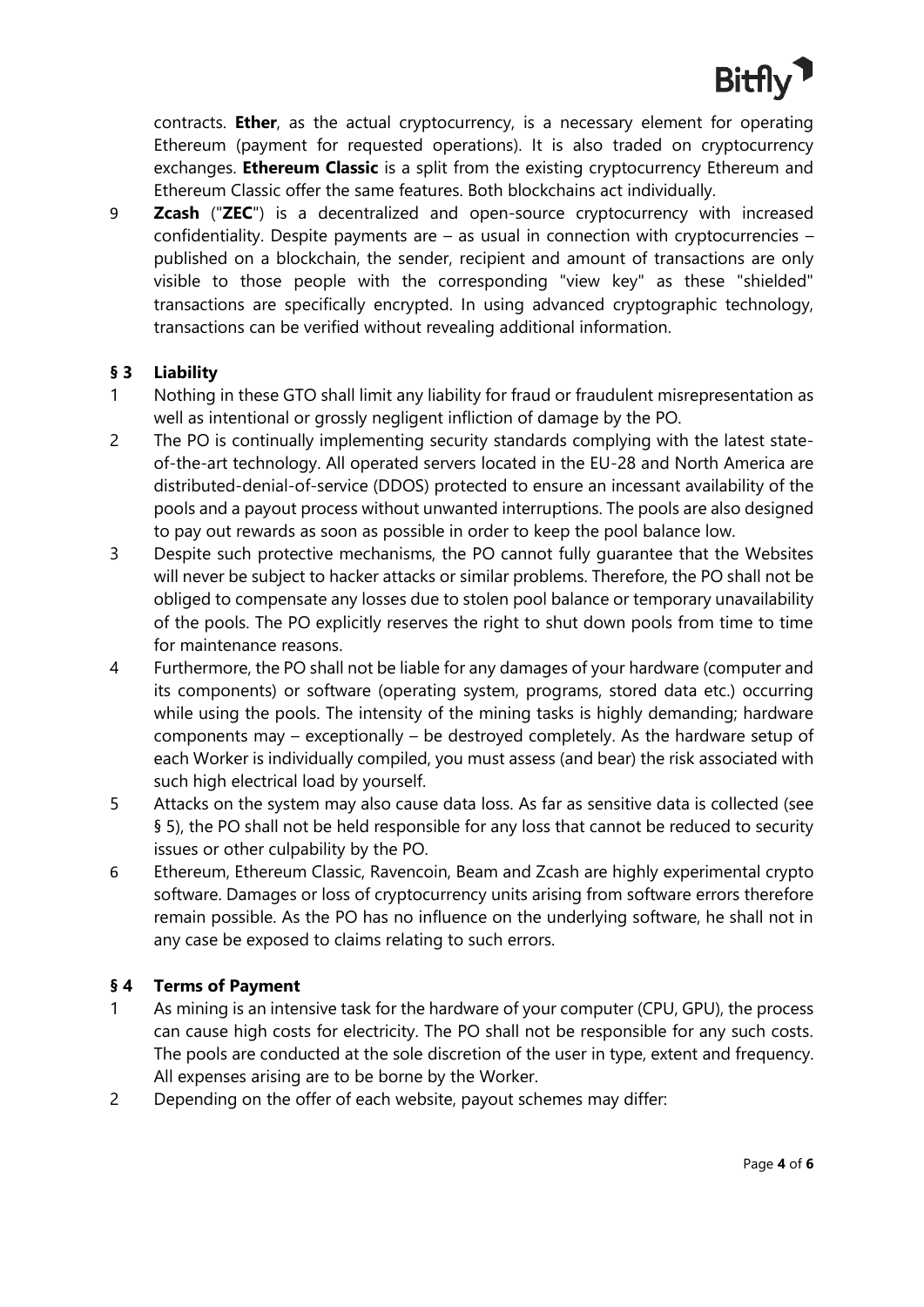contracts. **Ether**, as the actual cryptocurrency, is a necessary element for operating Ethereum (payment for requested operations). It is also traded on cryptocurrency exchanges. **Ethereum Classic** is a split from the existing cryptocurrency Ethereum and Ethereum Classic offer the same features. Both blockchains act individually.

9 **Zcash** ("**ZEC**") is a decentralized and open-source cryptocurrency with increased confidentiality. Despite payments are – as usual in connection with cryptocurrencies – published on a blockchain, the sender, recipient and amount of transactions are only visible to those people with the corresponding "view key" as these "shielded" transactions are specifically encrypted. In using advanced cryptographic technology, transactions can be verified without revealing additional information.

## § 3 Liability

1 Nothing in these GTO shall limit any liability for fraud or fraudulent misrepresentation as well as intentional or grossly negligent infliction of damage by the PO.

2 The PO is continually implementing security standards complying with the latest state-of-the-art technology. All operated servers located in the EU-28 and North America are distributed-denial-of-service (DDOS) protected to ensure an incessant availability of the pools and a payout process without unwanted interruptions. The pools are also designed to pay out rewards as soon as possible in order to keep the pool balance low.

3 Despite such protective mechanisms, the PO cannot fully guarantee that the Websites will never be subject to hacker attacks or similar problems. Therefore, the PO shall not be obliged to compensate any losses due to stolen pool balance or temporary unavailability of the pools. The PO explicitly reserves the right to shut down pools from time to time for maintenance reasons.

4 Furthermore, the PO shall not be liable for any damages of your hardware (computer and its components) or software (operating system, programs, stored data etc.) occurring while using the pools. The intensity of the mining tasks is highly demanding; hardware components may – exceptionally – be destroyed completely. As the hardware setup of each Worker is individually compiled, you must assess (and bear) the risk associated with such high electrical load by yourself.

5 Attacks on the system may also cause data loss. As far as sensitive data is collected (see § 5), the PO shall not be held responsible for any loss that cannot be reduced to security issues or other culpability by the PO.

6 Ethereum, Ethereum Classic, Ravencoin, Beam and Zcash are highly experimental crypto software. Damages or loss of cryptocurrency units arising from software errors therefore remain possible. As the PO has no influence on the underlying software, he shall not in any case be exposed to claims relating to such errors.

## § 4 Terms of Payment

1 As mining is an intensive task for the hardware of your computer (CPU, GPU), the process can cause high costs for electricity. The PO shall not be responsible for any such costs. The pools are conducted at the sole discretion of the user in type, extent and frequency. All expenses arising are to be borne by the Worker.

2 Depending on the offer of each website, payout schemes may differ: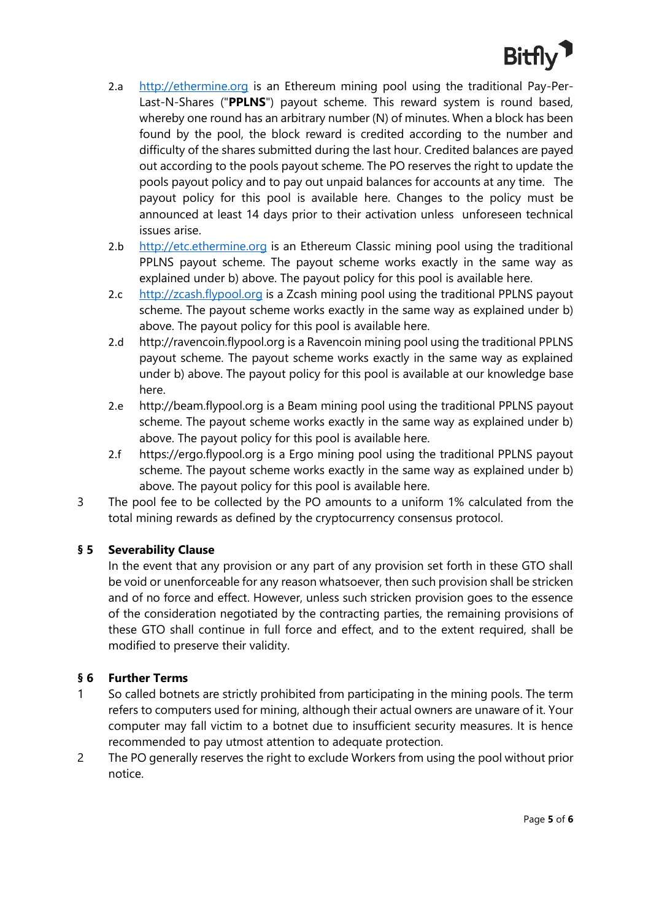2.a http://ethermine.org is an Ethereum mining pool using the traditional Pay-Per-Last-N-Shares ("**PPLNS**") payout scheme. This reward system is round based, whereby one round has an arbitrary number (N) of minutes. When a block has been found by the pool, the block reward is credited according to the number and difficulty of the shares submitted during the last hour. Credited balances are payed out according to the pools payout scheme. The PO reserves the right to update the pools payout policy and to pay out unpaid balances for accounts at any time. The payout policy for this pool is available here. Changes to the policy must be announced at least 14 days prior to their activation unless unforeseen technical issues arise.

2.b http://etc.ethermine.org is an Ethereum Classic mining pool using the traditional PPLNS payout scheme. The payout scheme works exactly in the same way as explained under b) above. The payout policy for this pool is available here.

2.c http://zcash.flypool.org is a Zcash mining pool using the traditional PPLNS payout scheme. The payout scheme works exactly in the same way as explained under b) above. The payout policy for this pool is available here.

2.d http://ravencoin.flypool.org is a Ravencoin mining pool using the traditional PPLNS payout scheme. The payout scheme works exactly in the same way as explained under b) above. The payout policy for this pool is available at our knowledge base here.

2.e http://beam.flypool.org is a Beam mining pool using the traditional PPLNS payout scheme. The payout scheme works exactly in the same way as explained under b) above. The payout policy for this pool is available here.

2.f https://ergo.flypool.org is a Ergo mining pool using the traditional PPLNS payout scheme. The payout scheme works exactly in the same way as explained under b) above. The payout policy for this pool is available here.

3 The pool fee to be collected by the PO amounts to a uniform 1% calculated from the total mining rewards as defined by the cryptocurrency consensus protocol.

## § 5 Severability Clause

In the event that any provision or any part of any provision set forth in these GTO shall be void or unenforceable for any reason whatsoever, then such provision shall be stricken and of no force and effect. However, unless such stricken provision goes to the essence of the consideration negotiated by the contracting parties, the remaining provisions of these GTO shall continue in full force and effect, and to the extent required, shall be modified to preserve their validity.

## § 6 Further Terms

1 So called botnets are strictly prohibited from participating in the mining pools. The term refers to computers used for mining, although their actual owners are unaware of it. Your computer may fall victim to a botnet due to insufficient security measures. It is hence recommended to pay utmost attention to adequate protection.

2 The PO generally reserves the right to exclude Workers from using the pool without prior notice.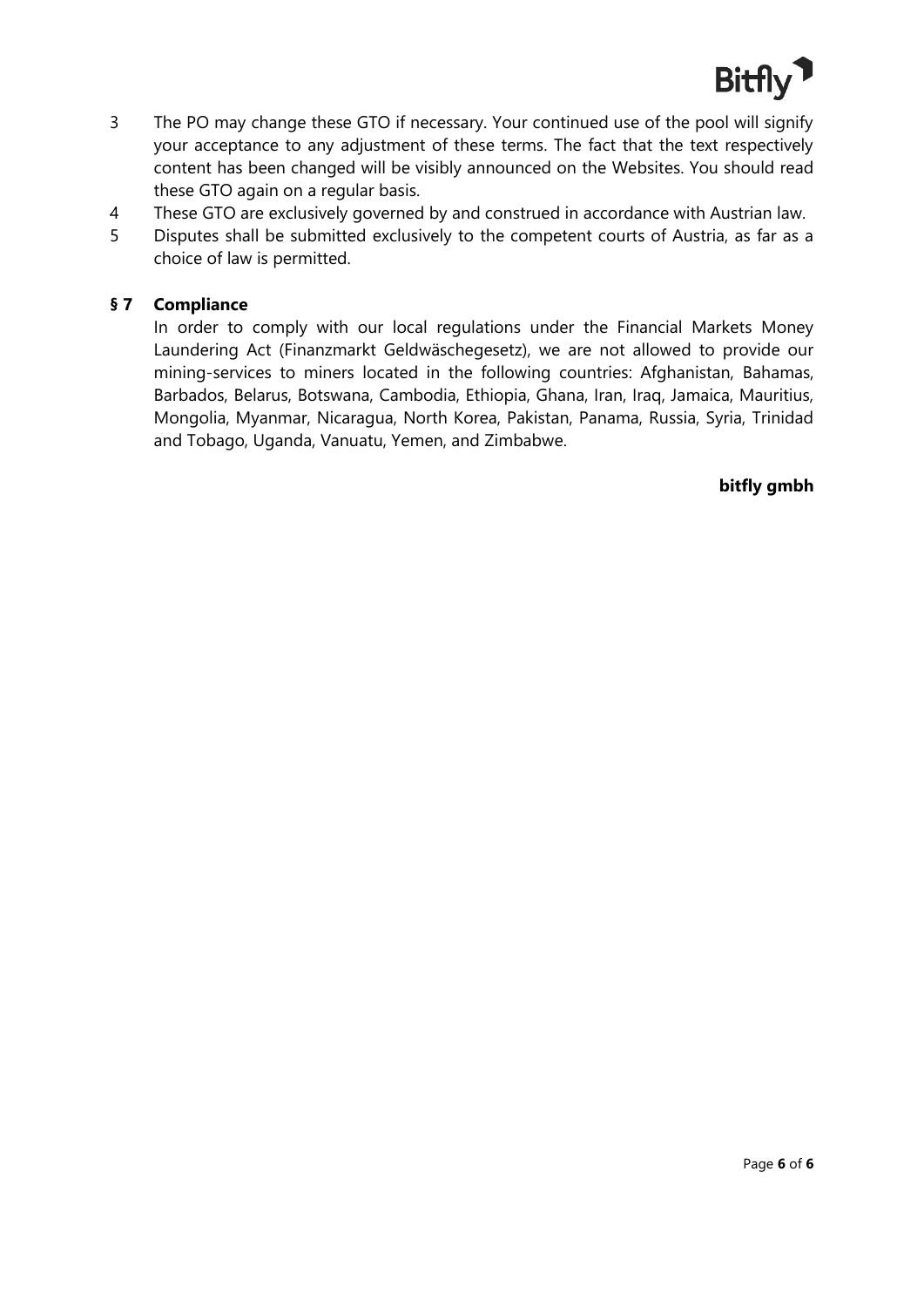3 The PO may change these GTO if necessary. Your continued use of the pool will signify your acceptance to any adjustment of these terms. The fact that the text respectively content has been changed will be visibly announced on the Websites. You should read these GTO again on a regular basis.

4 These GTO are exclusively governed by and construed in accordance with Austrian law.

5 Disputes shall be submitted exclusively to the competent courts of Austria, as far as a choice of law is permitted.

## § 7 Compliance

In order to comply with our local regulations under the Financial Markets Money Laundering Act (Finanzmarkt Geldwäschegesetz), we are not allowed to provide our mining-services to miners located in the following countries: Afghanistan, Bahamas, Barbados, Belarus, Botswana, Cambodia, Ethiopia, Ghana, Iran, Iraq, Jamaica, Mauritius, Mongolia, Myanmar, Nicaragua, North Korea, Pakistan, Panama, Russia, Syria, Trinidad and Tobago, Uganda, Vanuatu, Yemen, and Zimbabwe.

**bitfly gmbh**